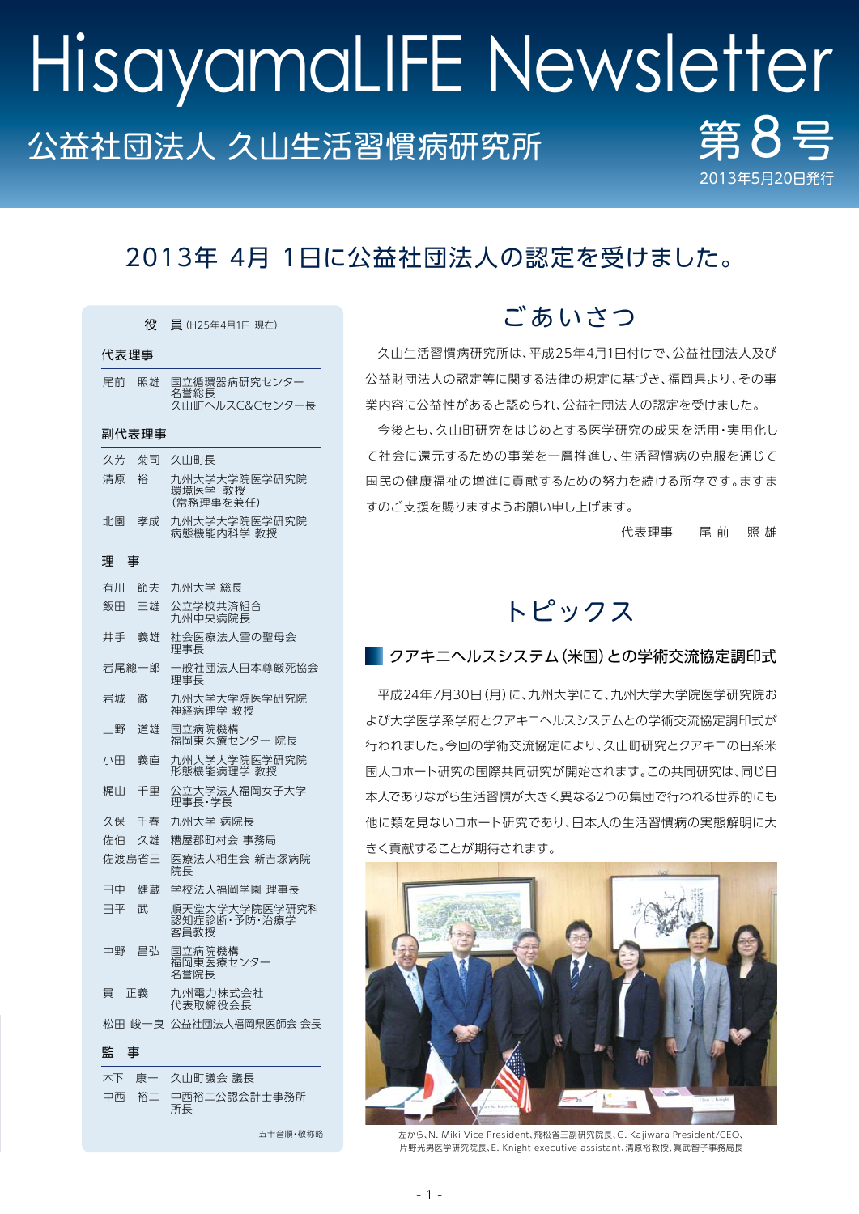# HisayamaLIFE Newsletter

公益社団法人 久山生活習慣病研究所

第8号

2013年5月20日発行

## 2013年 4月 1日に公益社団法人の認定を受けました。

### 役　員 (H25年4月1日 現在)

**代表理事**

| | |
|---|---|
| 尾前　照雄 | 国立循環器病研究センター 名誉総長 久山町ヘルスC&Cセンター長 |

**副代表理事**

| | |
|---|---|
| 久芳　菊司 | 久山町長 |
| 清原　裕 | 九州大学大学院医学研究院 環境医学　教授 (常務理事を兼任) |
| 北園　孝成 | 九州大学大学院医学研究院 病態機能内科学 教授 |

**理　事**

| | |
|---|---|
| 有川　節夫 | 九州大学 総長 |
| 飯田　三雄 | 公立学校共済組合 九州中央病院長 |
| 井手　義雄 | 社会医療法人雪の聖母会 理事長 |
| 岩尾總一郎 | 一般社団法人日本尊厳死協会 理事長 |
| 岩城　徹 | 九州大学大学院医学研究院 神経病理学 教授 |
| 上野　道雄 | 国立病院機構 福岡東医療センター 院長 |
| 小田　義直 | 九州大学大学院医学研究院 形態機能病理学 教授 |
| 梶山　千里 | 公立大学法人福岡女子大学 理事長・学長 |
| 久保　千春 | 九州大学 病院長 |
| 佐伯　久雄 | 糟屋郡町村会 事務局 |
| 佐渡島省三 | 医療法人相生会 新吉塚病院 院長 |
| 田中　健蔵 | 学校法人福岡学園 理事長 |
| 田平　武 | 順天堂大学大学院医学研究科 認知症診断・予防・治療学 客員教授 |
| 中野　昌弘 | 国立病院機構 福岡東医療センター 名誉院長 |
| 貫　正義 | 九州電力株式会社 代表取締役会長 |
| 松田　峻一良 | 公益社団法人福岡県医師会 会長 |

**監　事**

| | |
|---|---|
| 木下　康一 | 久山町議会 議長 |
| 中西　裕二 | 中西裕二公認会計士事務所 所長 |

五十音順・敬称略

## ごあいさつ

久山生活習慣病研究所は、平成25年4月1日付けで、公益社団法人及び公益財団法人の認定等に関する法律の規定に基づき、福岡県より、その事業内容に公益性があると認められ、公益社団法人の認定を受けました。

今後とも、久山町研究をはじめとする医学研究の成果を活用・実用化して社会に還元するための事業を一層推進し、生活習慣病の克服を通じて国民の健康福祉の増進に貢献するための努力を続ける所存です。ますますのご支援を賜りますようお願い申し上げます。

代表理事　　尾 前　　照 雄

## トピックス

### クアキニヘルスシステム(米国)との学術交流協定調印式

平成24年7月30日(月)に、九州大学にて、九州大学大学院医学研究院および大学医学系学府とクアキニヘルスシステムとの学術交流協定調印式が行われました。今回の学術交流協定により、久山町研究とクアキニの日系米国人コホート研究の国際共同研究が開始されます。この共同研究は、同じ日本人でありながら生活習慣が大きく異なる2つの集団で行われる世界的にも他に類を見ないコホート研究であり、日本人の生活習慣病の実態解明に大きく貢献することが期待されます。

左から、N. Miki Vice President、飛松省三副研究院長、G. Kajiwara President/CEO、片野光男医学研究院長、E. Knight executive assistant、清原裕教授、眞武智子事務局長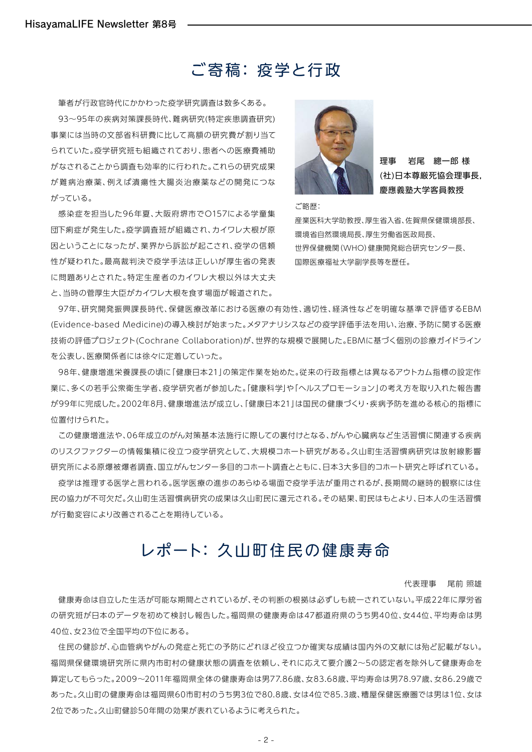# ご寄稿：疫学と行政

**理事　岩尾　總一郎 様**
**(社)日本尊厳死協会理事長,**
**慶應義塾大学客員教授**

ご略歴：
産業医科大学助教授、厚生省入省、佐賀県保健環境部長、
環境省自然環境局長、厚生労働省医政局長、
世界保健機関（WHO）健康開発総合研究センター長、
国際医療福祉大学副学長等を歴任。

筆者が行政官時代にかかわった疫学研究調査は数多くある。

93〜95年の疾病対策課長時代、難病研究(特定疾患調査研究)事業には当時の文部省科研費に比して高額の研究費が割り当てられていた。疫学研究班も組織されており、患者への医療費補助がなされることから調査も効率的に行われた。これらの研究成果が難病治療薬、例えば潰瘍性大腸炎治療薬などの開発につながっている。

感染症を担当した96年夏、大阪府堺市でO157による学童集団下痢症が発生した。疫学調査班が組織され、カイワレ大根が原因ということになったが、業界から訴訟が起こされ、疫学の信頼性が疑われた。最高裁判決で疫学手法は正しいが厚生省の発表に問題ありとされた。特定生産者のカイワレ大根以外は大丈夫と、当時の菅厚生大臣がカイワレ大根を食す場面が報道された。

97年、研究開発振興課長時代、保健医療改革における医療の有効性、適切性、経済性などを明確な基準で評価するEBM(Evidence-based Medicine)の導入検討が始まった。メタアナリシスなどの疫学評価手法を用い、治療、予防に関する医療技術の評価プロジェクト(Cochrane Collaboration)が、世界的な規模で展開した。EBMに基づく個別の診療ガイドラインを公表し、医療関係者には徐々に定着していった。

98年、健康増進栄養課長の頃に「健康日本21」の策定作業を始めた。従来の行政指標とは異なるアウトカム指標の設定作業に、多くの若手公衆衛生学者、疫学研究者が参加した。「健康科学」や「ヘルスプロモーション」の考え方を取り入れた報告書が99年に完成した。2002年8月、健康増進法が成立し、「健康日本21」は国民の健康づくり・疾病予防を進める核心的指標に位置付けられた。

この健康増進法や、06年成立のがん対策基本法施行に際しての裏付けとなる、がんや心臓病など生活習慣に関連する疾病のリスクファクターの情報集積に役立つ疫学研究として、大規模コホート研究がある。久山町生活習慣病研究は放射線影響研究所による原爆被爆者調査、国立がんセンター多目的コホート調査とともに、日本3大多目的コホート研究と呼ばれている。

疫学は推理する医学と言われる。医学医療の進歩のあらゆる場面で疫学手法が重用されるが、長期間の継時的観察には住民の協力が不可欠だ。久山町生活習慣病研究の成果は久山町民に還元される。その結果、町民はもとより、日本人の生活習慣が行動変容により改善されることを期待している。

# レポート：久山町住民の健康寿命

代表理事　尾前 照雄

健康寿命は自立した生活が可能な期間とされているが、その判断の根拠は必ずしも統一されていない。平成22年に厚労省の研究班が日本のデータを初めて検討し報告した。福岡県の健康寿命は47都道府県のうち男40位、女44位、平均寿命は男40位、女23位で全国平均の下位にある。

住民の健診が、心血管病やがんの発症と死亡の予防にどれほど役立つか確実な成績は国内外の文献には殆ど記載がない。福岡県保健環境研究所に県内市町村の健康状態の調査を依頼し、それに応えて要介護2〜5の認定者を除外して健康寿命を算定してもらった。2009〜2011年福岡県全体の健康寿命は男77.86歳、女83.68歳、平均寿命は男78.97歳、女86.29歳であった。久山町の健康寿命は福岡県60市町村のうち男3位で80.8歳、女は4位で85.3歳、糟屋保健医療圏では男は1位、女は2位であった。久山町健診50年間の効果が表れているように考えられた。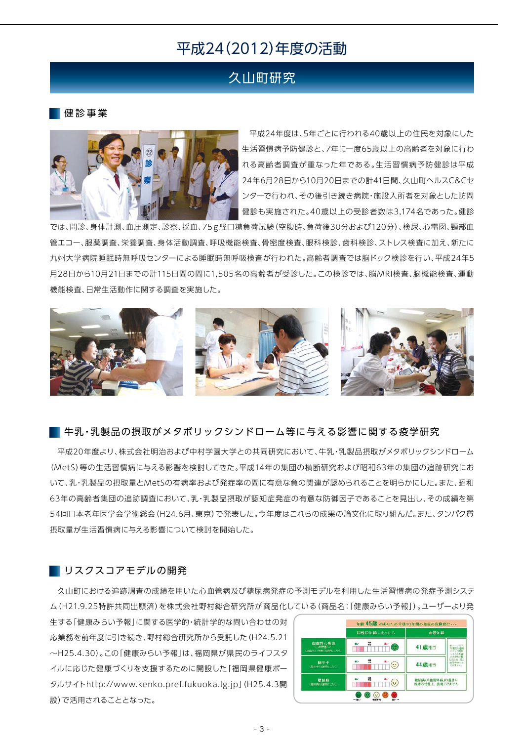# 平成24(2012)年度の活動

## 久山町研究

### 健診事業

平成24年度は、5年ごとに行われる40歳以上の住民を対象にした生活習慣病予防健診と、7年に一度65歳以上の高齢者を対象に行われる高齢者調査が重なった年である。生活習慣病予防健診は平成24年6月28日から10月20日までの計41日間、久山町ヘルスC&Cセンターで行われ、その後引き続き病院・施設入所者を対象とした訪問健診も実施された。40歳以上の受診者数は3,174名であった。健診では、問診、身体計測、血圧測定、診察、採血、75g経口糖負荷試験（空腹時、負荷後30分および120分）、検尿、心電図、頸部血管エコー、服薬調査、栄養調査、身体活動調査、呼吸機能検査、骨密度検査、眼科検診、歯科検診、ストレス検査に加え、新たに九州大学病院睡眠時無呼吸センターによる睡眠時無呼吸検査が行われた。高齢者調査では脳ドック検診を行い、平成24年5月28日から10月21日までの計115日間の間に1,505名の高齢者が受診した。この検診では、脳MRI検査、脳機能検査、運動機能検査、日常生活動作に関する調査を実施した。

### 牛乳・乳製品の摂取がメタボリックシンドローム等に与える影響に関する疫学研究

平成20年度より、株式会社明治および中村学園大学との共同研究において、牛乳・乳製品摂取がメタボリックシンドローム（MetS）等の生活習慣病に与える影響を検討してきた。平成14年の集団の横断研究および昭和63年の集団の追跡研究において、乳・乳製品の摂取量とMetSの有病率および発症率の間に有意な負の関連が認められることを明らかにした。また、昭和63年の高齢者集団の追跡調査において、乳・乳製品摂取が認知症発症の有意な防御因子であることを見出し、その成績を第54回日本老年医学会学術総会（H24.6月、東京）で発表した。今年度はこれらの成果の論文化に取り組んだ。また、タンパク質摂取量が生活習慣病に与える影響について検討を開始した。

### リスクスコアモデルの開発

久山町における追跡調査の成績を用いた心血管病及び糖尿病発症の予測モデルを利用した生活習慣病の発症予測システム（H21.9.25特許共同出願済）を株式会社野村総合研究所が商品化している（商品名：「健康みらい予報」）。ユーザーより発生する「健康みらい予報」に関する医学的・統計学的な問い合わせの対応業務を前年度に引き続き、野村総合研究所から受託した（H24.5.21～H25.4.30）。この「健康みらい予報」は、福岡県が県民のライフスタイルに応じた健康づくりを支援するために開設した「福岡県健康ポータルサイトhttp://www.kenko.pref.fukuoka.lg.jp」（H25.4.3開設）で活用されることとなった。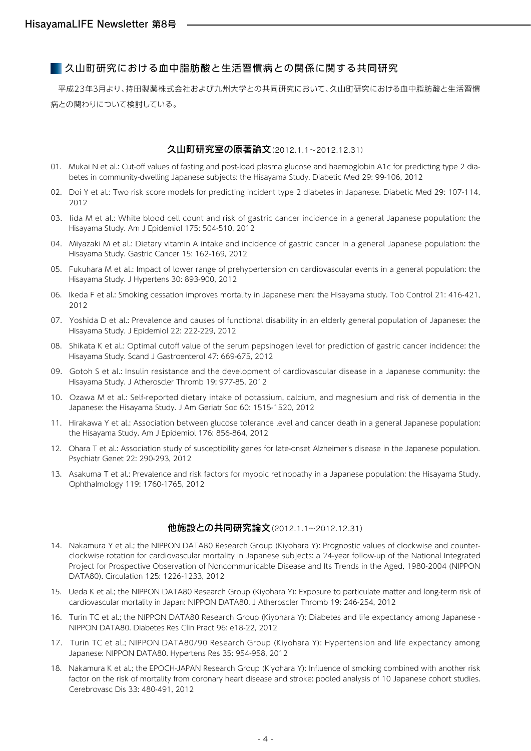## 久山町研究における血中脂肪酸と生活習慣病との関係に関する共同研究

平成23年3月より、持田製薬株式会社および九州大学との共同研究において、久山町研究における血中脂肪酸と生活習慣病との関わりについて検討している。

### 久山町研究室の原著論文(2012.1.1～2012.12.31)

01. Mukai N et al.: Cut-off values of fasting and post-load plasma glucose and haemoglobin A1c for predicting type 2 diabetes in community-dwelling Japanese subjects: the Hisayama Study. Diabetic Med 29: 99-106, 2012
02. Doi Y et al.: Two risk score models for predicting incident type 2 diabetes in Japanese. Diabetic Med 29: 107-114, 2012
03. Iida M et al.: White blood cell count and risk of gastric cancer incidence in a general Japanese population: the Hisayama Study. Am J Epidemiol 175: 504-510, 2012
04. Miyazaki M et al.: Dietary vitamin A intake and incidence of gastric cancer in a general Japanese population: the Hisayama Study. Gastric Cancer 15: 162-169, 2012
05. Fukuhara M et al.: Impact of lower range of prehypertension on cardiovascular events in a general population: the Hisayama Study. J Hypertens 30: 893-900, 2012
06. Ikeda F et al.: Smoking cessation improves mortality in Japanese men: the Hisayama study. Tob Control 21: 416-421, 2012
07. Yoshida D et al.: Prevalence and causes of functional disability in an elderly general population of Japanese: the Hisayama Study. J Epidemiol 22: 222-229, 2012
08. Shikata K et al.: Optimal cutoff value of the serum pepsinogen level for prediction of gastric cancer incidence: the Hisayama Study. Scand J Gastroenterol 47: 669-675, 2012
09. Gotoh S et al.: Insulin resistance and the development of cardiovascular disease in a Japanese community: the Hisayama Study. J Atheroscler Thromb 19: 977-85, 2012
10. Ozawa M et al.: Self-reported dietary intake of potassium, calcium, and magnesium and risk of dementia in the Japanese: the Hisayama Study. J Am Geriatr Soc 60: 1515-1520, 2012
11. Hirakawa Y et al.: Association between glucose tolerance level and cancer death in a general Japanese population: the Hisayama Study. Am J Epidemiol 176: 856-864, 2012
12. Ohara T et al.: Association study of susceptibility genes for late-onset Alzheimer's disease in the Japanese population. Psychiatr Genet 22: 290-293, 2012
13. Asakuma T et al.: Prevalence and risk factors for myopic retinopathy in a Japanese population: the Hisayama Study. Ophthalmology 119: 1760-1765, 2012

### 他施設との共同研究論文(2012.1.1～2012.12.31)

14. Nakamura Y et al.; the NIPPON DATA80 Research Group (Kiyohara Y): Prognostic values of clockwise and counterclockwise rotation for cardiovascular mortality in Japanese subjects: a 24-year follow-up of the National Integrated Project for Prospective Observation of Noncommunicable Disease and Its Trends in the Aged, 1980-2004 (NIPPON DATA80). Circulation 125: 1226-1233, 2012
15. Ueda K et al.; the NIPPON DATA80 Research Group (Kiyohara Y): Exposure to particulate matter and long-term risk of cardiovascular mortality in Japan: NIPPON DATA80. J Atheroscler Thromb 19: 246-254, 2012
16. Turin TC et al.; the NIPPON DATA80 Research Group (Kiyohara Y): Diabetes and life expectancy among Japanese - NIPPON DATA80. Diabetes Res Clin Pract 96: e18-22, 2012
17. Turin TC et al.; NIPPON DATA80/90 Research Group (Kiyohara Y): Hypertension and life expectancy among Japanese: NIPPON DATA80. Hypertens Res 35: 954-958, 2012
18. Nakamura K et al.; the EPOCH-JAPAN Research Group (Kiyohara Y): Influence of smoking combined with another risk factor on the risk of mortality from coronary heart disease and stroke: pooled analysis of 10 Japanese cohort studies. Cerebrovasc Dis 33: 480-491, 2012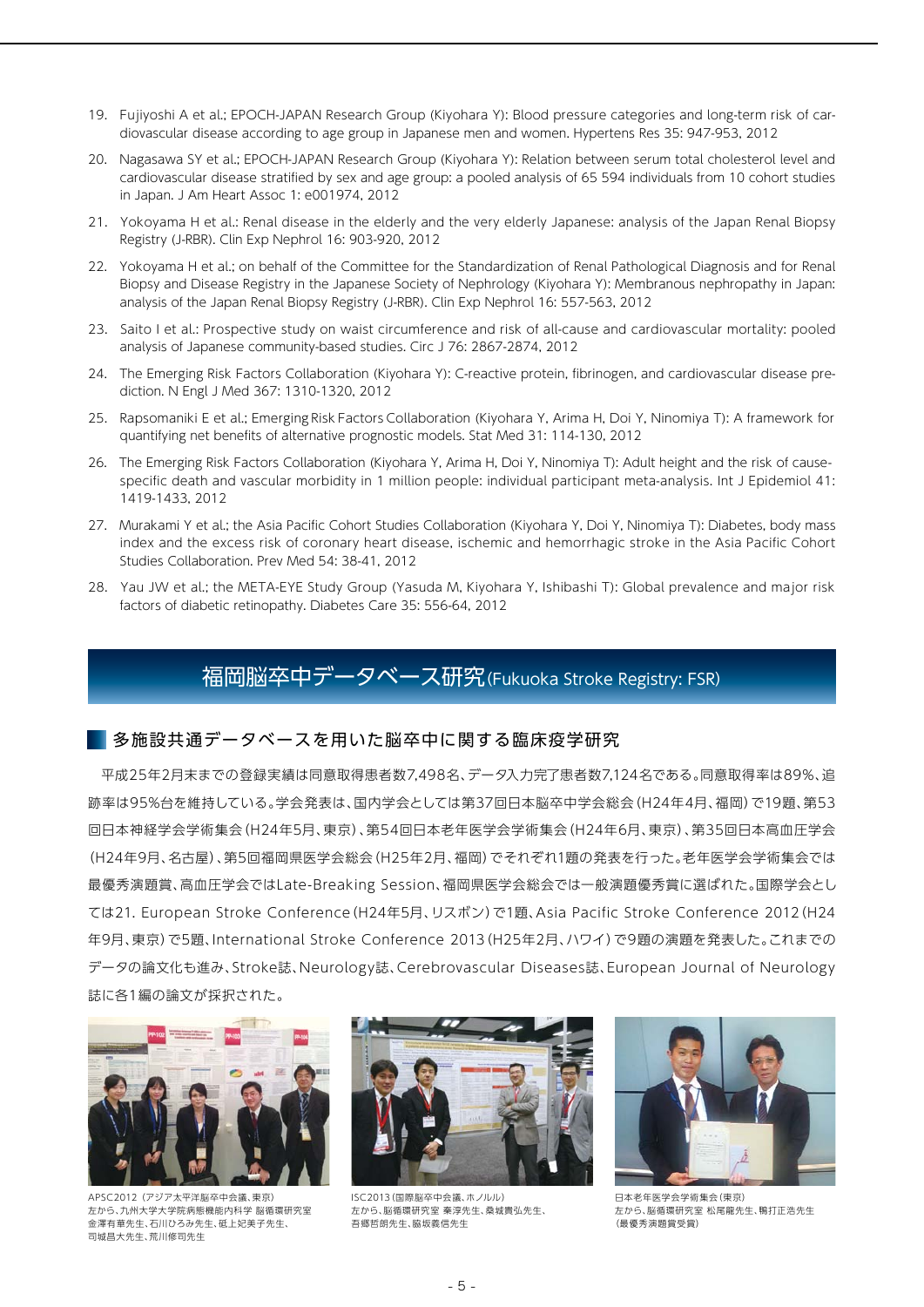19. Fujiyoshi A et al.; EPOCH-JAPAN Research Group (Kiyohara Y): Blood pressure categories and long-term risk of cardiovascular disease according to age group in Japanese men and women. Hypertens Res 35: 947-953, 2012
20. Nagasawa SY et al.; EPOCH-JAPAN Research Group (Kiyohara Y): Relation between serum total cholesterol level and cardiovascular disease stratified by sex and age group: a pooled analysis of 65 594 individuals from 10 cohort studies in Japan. J Am Heart Assoc 1: e001974, 2012
21. Yokoyama H et al.: Renal disease in the elderly and the very elderly Japanese: analysis of the Japan Renal Biopsy Registry (J-RBR). Clin Exp Nephrol 16: 903-920, 2012
22. Yokoyama H et al.; on behalf of the Committee for the Standardization of Renal Pathological Diagnosis and for Renal Biopsy and Disease Registry in the Japanese Society of Nephrology (Kiyohara Y): Membranous nephropathy in Japan: analysis of the Japan Renal Biopsy Registry (J-RBR). Clin Exp Nephrol 16: 557-563, 2012
23. Saito I et al.: Prospective study on waist circumference and risk of all-cause and cardiovascular mortality: pooled analysis of Japanese community-based studies. Circ J 76: 2867-2874, 2012
24. The Emerging Risk Factors Collaboration (Kiyohara Y): C-reactive protein, fibrinogen, and cardiovascular disease prediction. N Engl J Med 367: 1310-1320, 2012
25. Rapsomaniki E et al.; Emerging Risk Factors Collaboration (Kiyohara Y, Arima H, Doi Y, Ninomiya T): A framework for quantifying net benefits of alternative prognostic models. Stat Med 31: 114-130, 2012
26. The Emerging Risk Factors Collaboration (Kiyohara Y, Arima H, Doi Y, Ninomiya T): Adult height and the risk of cause-specific death and vascular morbidity in 1 million people: individual participant meta-analysis. Int J Epidemiol 41: 1419-1433, 2012
27. Murakami Y et al.; the Asia Pacific Cohort Studies Collaboration (Kiyohara Y, Doi Y, Ninomiya T): Diabetes, body mass index and the excess risk of coronary heart disease, ischemic and hemorrhagic stroke in the Asia Pacific Cohort Studies Collaboration. Prev Med 54: 38-41, 2012
28. Yau JW et al.; the META-EYE Study Group (Yasuda M, Kiyohara Y, Ishibashi T): Global prevalence and major risk factors of diabetic retinopathy. Diabetes Care 35: 556-64, 2012

## 福岡脳卒中データベース研究(Fukuoka Stroke Registry: FSR)

### 多施設共通データベースを用いた脳卒中に関する臨床疫学研究

平成25年2月末までの登録実績は同意取得患者数7,498名、データ入力完了患者数7,124名である。同意取得率は89%、追跡率は95%台を維持している。学会発表は、国内学会としては第37回日本脳卒中学会総会(H24年4月、福岡)で19題、第53回日本神経学会学術集会(H24年5月、東京)、第54回日本老年医学会学術集会(H24年6月、東京)、第35回日本高血圧学会(H24年9月、名古屋)、第5回福岡県医学会総会(H25年2月、福岡)でそれぞれ1題の発表を行った。老年医学会学術集会では最優秀演題賞、高血圧学会ではLate-Breaking Session、福岡県医学会総会では一般演題優秀賞に選ばれた。国際学会としては21. European Stroke Conference(H24年5月、リスボン)で1題、Asia Pacific Stroke Conference 2012(H24年9月、東京)で5題、International Stroke Conference 2013(H25年2月、ハワイ)で9題の演題を発表した。これまでのデータの論文化も進み、Stroke誌、Neurology誌、Cerebrovascular Diseases誌、European Journal of Neurology誌に各1編の論文が採択された。

APSC2012(アジア太平洋脳卒中会議、東京)
左から、九州大学大学院病態機能内科学 脳循環研究室 金澤有華先生、石川ひろみ先生、砥上妃美子先生、司城昌大先生、荒川修司先生

ISC2013(国際脳卒中会議、ホノルル)
左から、脳循環研究室 秦淳先生、桑城貴弘先生、吾郷哲朗先生、脇坂義信先生

日本老年医学会学術集会(東京)
左から、脳循環研究室 松尾龍先生、鴨打正浩先生
(最優秀演題賞受賞)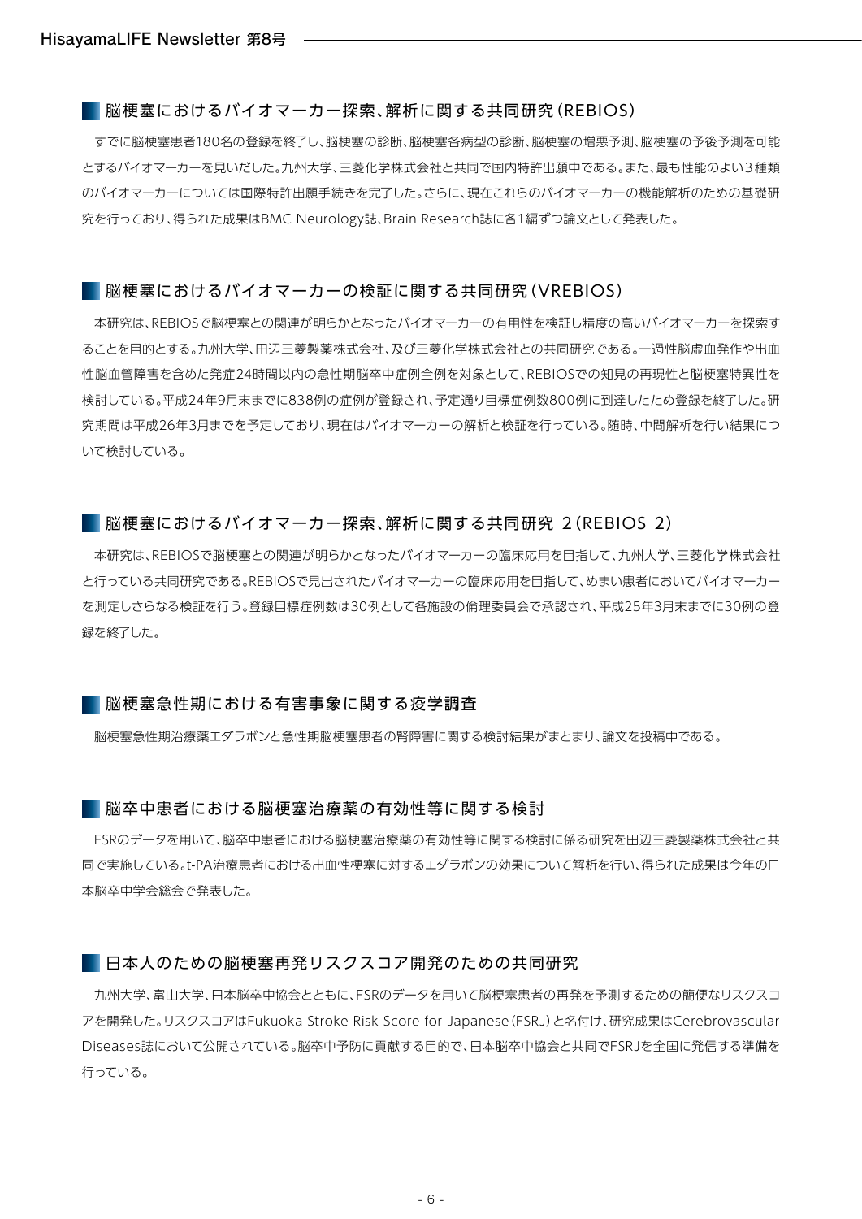## 脳梗塞におけるバイオマーカー探索、解析に関する共同研究（REBIOS）

すでに脳梗塞患者180名の登録を終了し、脳梗塞の診断、脳梗塞各病型の診断、脳梗塞の増悪予測、脳梗塞の予後予測を可能とするバイオマーカーを見いだした。九州大学、三菱化学株式会社と共同で国内特許出願中である。また、最も性能のよい3種類のバイオマーカーについては国際特許出願手続きを完了した。さらに、現在これらのバイオマーカーの機能解析のための基礎研究を行っており、得られた成果はBMC Neurology誌、Brain Research誌に各1編ずつ論文として発表した。

## 脳梗塞におけるバイオマーカーの検証に関する共同研究（VREBIOS）

本研究は、REBIOSで脳梗塞との関連が明らかとなったバイオマーカーの有用性を検証し精度の高いバイオマーカーを探索することを目的とする。九州大学、田辺三菱製薬株式会社、及び三菱化学株式会社との共同研究である。一過性脳虚血発作や出血性脳血管障害を含めた発症24時間以内の急性期脳卒中症例全例を対象として、REBIOSでの知見の再現性と脳梗塞特異性を検討している。平成24年9月末までに838例の症例が登録され、予定通り目標症例数800例に到達したため登録を終了した。研究期間は平成26年3月までを予定しており、現在はバイオマーカーの解析と検証を行っている。随時、中間解析を行い結果について検討している。

## 脳梗塞におけるバイオマーカー探索、解析に関する共同研究 2（REBIOS 2）

本研究は、REBIOSで脳梗塞との関連が明らかとなったバイオマーカーの臨床応用を目指して、九州大学、三菱化学株式会社と行っている共同研究である。REBIOSで見出されたバイオマーカーの臨床応用を目指して、めまい患者においてバイオマーカーを測定しさらなる検証を行う。登録目標症例数は30例として各施設の倫理委員会で承認され、平成25年3月末までに30例の登録を終了した。

## 脳梗塞急性期における有害事象に関する疫学調査

脳梗塞急性期治療薬エダラボンと急性期脳梗塞患者の腎障害に関する検討結果がまとまり、論文を投稿中である。

## 脳卒中患者における脳梗塞治療薬の有効性等に関する検討

FSRのデータを用いて、脳卒中患者における脳梗塞治療薬の有効性等に関する検討に係る研究を田辺三菱製薬株式会社と共同で実施している。t-PA治療患者における出血性梗塞に対するエダラボンの効果について解析を行い、得られた成果は今年の日本脳卒中学会総会で発表した。

## 日本人のための脳梗塞再発リスクスコア開発のための共同研究

九州大学、富山大学、日本脳卒中協会とともに、FSRのデータを用いて脳梗塞患者の再発を予測するための簡便なリスクスコアを開発した。リスクスコアはFukuoka Stroke Risk Score for Japanese（FSRJ）と名付け、研究成果はCerebrovascular Diseases誌において公開されている。脳卒中予防に貢献する目的で、日本脳卒中協会と共同でFSRJを全国に発信する準備を行っている。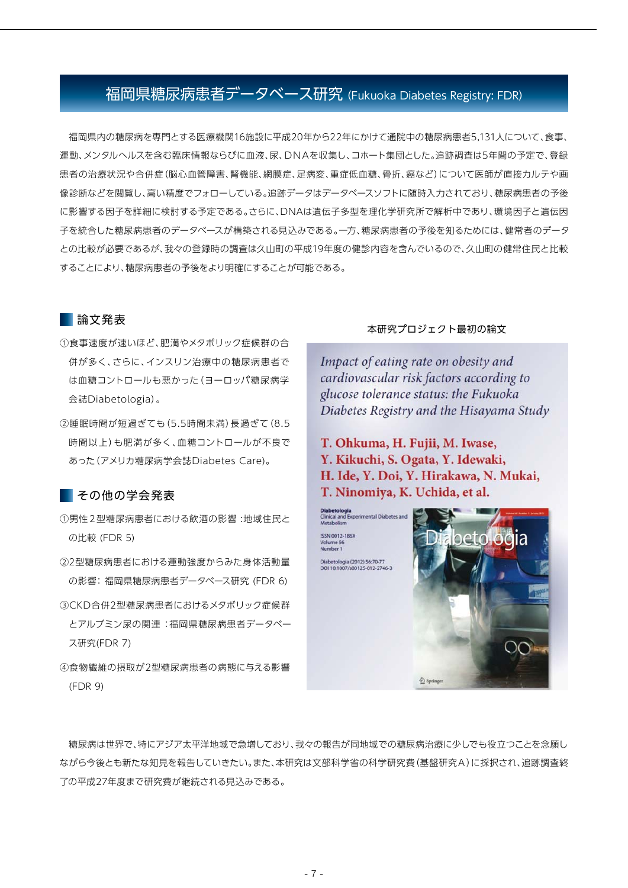## 福岡県糖尿病患者データベース研究 (Fukuoka Diabetes Registry: FDR)

福岡県内の糖尿病を専門とする医療機関16施設に平成20年から22年にかけて通院中の糖尿病患者5,131人について、食事、運動、メンタルヘルスを含む臨床情報ならびに血液、尿、DNAを収集し、コホート集団とした。追跡調査は5年間の予定で、登録患者の治療状況や合併症（脳心血管障害、腎機能、網膜症、足病変、重症低血糖、骨折、癌など）について医師が直接カルテや画像診断などを閲覧し、高い精度でフォローしている。追跡データはデータベースソフトに随時入力されており、糖尿病患者の予後に影響する因子を詳細に検討する予定である。さらに、DNAは遺伝子多型を理化学研究所で解析中であり、環境因子と遺伝因子を統合した糖尿病患者のデータベースが構築される見込みである。一方、糖尿病患者の予後を知るためには、健常者のデータとの比較が必要であるが、我々の登録時の調査は久山町の平成19年度の健診内容を含んでいるので、久山町の健常住民と比較することにより、糖尿病患者の予後をより明確にすることが可能である。

### 論文発表

①食事速度が速いほど、肥満やメタボリック症候群の合併が多く、さらに、インスリン治療中の糖尿病患者では血糖コントロールも悪かった（ヨーロッパ糖尿病学会誌Diabetologia）。

②睡眠時間が短過ぎても（5.5時間未満）長過ぎて（8.5時間以上）も肥満が多く、血糖コントロールが不良であった（アメリカ糖尿病学会誌Diabetes Care）。

### その他の学会発表

①男性２型糖尿病患者における飲酒の影響 :地域住民との比較 (FDR 5)

②2型糖尿病患者における運動強度からみた身体活動量の影響: 福岡県糖尿病患者データベース研究 (FDR 6)

③CKD合併2型糖尿病患者におけるメタボリック症候群とアルブミン尿の関連 :福岡県糖尿病患者データベース研究(FDR 7)

④食物繊維の摂取が2型糖尿病患者の病態に与える影響 (FDR 9)

本研究プロジェクト最初の論文

*Impact of eating rate on obesity and cardiovascular risk factors according to glucose tolerance status: the Fukuoka Diabetes Registry and the Hisayama Study*

**T. Ohkuma, H. Fujii, M. Iwase, Y. Kikuchi, S. Ogata, Y. Idewaki, H. Ide, Y. Doi, Y. Hirakawa, N. Mukai, T. Ninomiya, K. Uchida, et al.**

Diabetologia
Clinical and Experimental Diabetes and Metabolism

ISSN 0012-186X
Volume 56
Number 1

Diabetologia (2012) 56:70-77
DOI 10.1007/s00125-012-2746-3

糖尿病は世界で、特にアジア太平洋地域で急増しており、我々の報告が同地域での糖尿病治療に少しでも役立つことを念願しながら今後とも新たな知見を報告していきたい。また、本研究は文部科学省の科学研究費（基盤研究Ａ）に採択され、追跡調査終了の平成27年度まで研究費が継続される見込みである。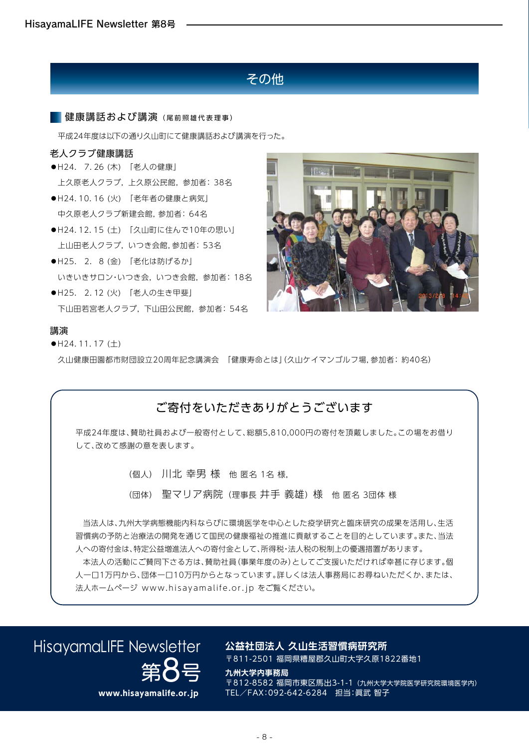## その他

### 健康講話および講演（尾前照雄代表理事）

平成24年度は以下の通り久山町にて健康講話および講演を行った。

**老人クラブ健康講話**

- H24. 7. 26 (木) 「老人の健康」
  上久原老人クラブ，上久原公民館，参加者：38名
- H24. 10. 16 (火) 「老年者の健康と病気」
  中久原老人クラブ新建会館, 参加者：64名
- H24. 12. 15 (土) 「久山町に住んで10年の思い」
  上山田老人クラブ，いつき会館, 参加者：53名
- H25. 2. 8 (金) 「老化は防げるか」
  いきいきサロン･いつき会，いつき会館，参加者：18名
- H25. 2. 12 (火) 「老人の生き甲斐」
  下山田若宮老人クラブ，下山田公民館，参加者：54名

**講演**

- H24. 11. 17 (土)
  久山健康田園都市財団設立20周年記念講演会 「健康寿命とは」(久山ケイマンゴルフ場, 参加者：約40名)

### ご寄付をいただきありがとうございます

平成24年度は、賛助社員および一般寄付として、総額5,810,000円の寄付を頂戴しました。この場をお借りして、改めて感謝の意を表します。

（個人） 川北 幸男 様 他 匿名 1名 様,

（団体） 聖マリア病院（理事長 井手 義雄）様 他 匿名 3団体 様

当法人は、九州大学病態機能内科ならびに環境医学を中心とした疫学研究と臨床研究の成果を活用し、生活習慣病の予防と治療法の開発を通じて国民の健康福祉の推進に貢献することを目的としています。また、当法人への寄付金は、特定公益増進法人への寄付金として、所得税･法人税の税制上の優遇措置があります。

本法人の活動にご賛同下さる方は、賛助社員(事業年度のみ)としてご支援いただければ幸甚に存じます。個人一口1万円から、団体一口10万円からとなっています。詳しくは法人事務局にお尋ねいただくか、または、法人ホームページ www.hisayamalife.or.jp をご覧ください。

HisayamaLIFE Newsletter 第8号
www.hisayamalife.or.jp

**公益社団法人 久山生活習慣病研究所**
〒811-2501 福岡県糟屋郡久山町大字久原1822番地1

**九州大学内事務局**
〒812-8582 福岡市東区馬出3-1-1（九州大学大学院医学研究院環境医学内）
TEL／FAX：092-642-6284 担当：眞武 智子